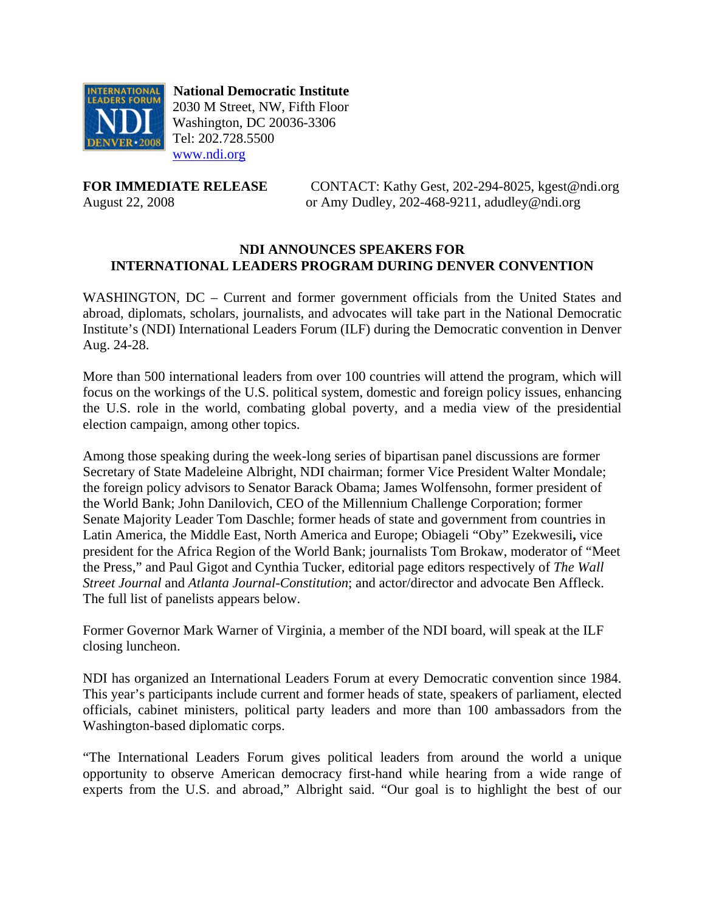**National Democratic Institute**
2030 M Street, NW, Fifth Floor
Washington, DC 20036-3306
Tel: 202.728.5500
www.ndi.org

**FOR IMMEDIATE RELEASE**
August 22, 2008

CONTACT: Kathy Gest, 202-294-8025, kgest@ndi.org
or Amy Dudley, 202-468-9211, adudley@ndi.org

## NDI ANNOUNCES SPEAKERS FOR INTERNATIONAL LEADERS PROGRAM DURING DENVER CONVENTION

WASHINGTON, DC – Current and former government officials from the United States and abroad, diplomats, scholars, journalists, and advocates will take part in the National Democratic Institute's (NDI) International Leaders Forum (ILF) during the Democratic convention in Denver Aug. 24-28.

More than 500 international leaders from over 100 countries will attend the program, which will focus on the workings of the U.S. political system, domestic and foreign policy issues, enhancing the U.S. role in the world, combating global poverty, and a media view of the presidential election campaign, among other topics.

Among those speaking during the week-long series of bipartisan panel discussions are former Secretary of State Madeleine Albright, NDI chairman; former Vice President Walter Mondale; the foreign policy advisors to Senator Barack Obama; James Wolfensohn, former president of the World Bank; John Danilovich, CEO of the Millennium Challenge Corporation; former Senate Majority Leader Tom Daschle; former heads of state and government from countries in Latin America, the Middle East, North America and Europe; Obiageli "Oby" Ezekwesili**,** vice president for the Africa Region of the World Bank; journalists Tom Brokaw, moderator of "Meet the Press," and Paul Gigot and Cynthia Tucker, editorial page editors respectively of *The Wall Street Journal* and *Atlanta Journal-Constitution*; and actor/director and advocate Ben Affleck. The full list of panelists appears below.

Former Governor Mark Warner of Virginia, a member of the NDI board, will speak at the ILF closing luncheon.

NDI has organized an International Leaders Forum at every Democratic convention since 1984. This year's participants include current and former heads of state, speakers of parliament, elected officials, cabinet ministers, political party leaders and more than 100 ambassadors from the Washington-based diplomatic corps.

"The International Leaders Forum gives political leaders from around the world a unique opportunity to observe American democracy first-hand while hearing from a wide range of experts from the U.S. and abroad," Albright said. "Our goal is to highlight the best of our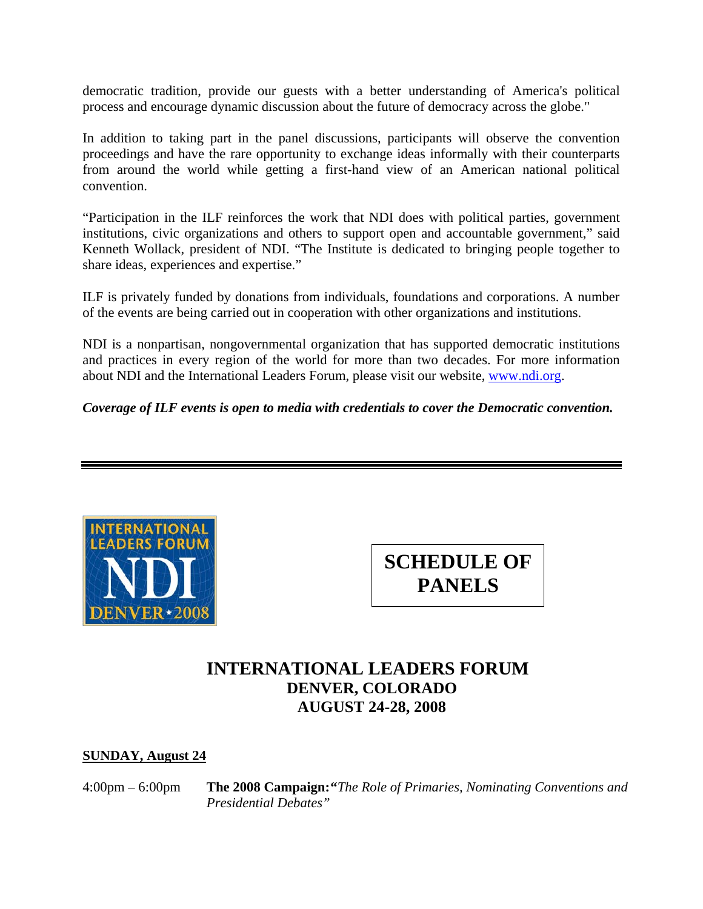democratic tradition, provide our guests with a better understanding of America's political process and encourage dynamic discussion about the future of democracy across the globe."

In addition to taking part in the panel discussions, participants will observe the convention proceedings and have the rare opportunity to exchange ideas informally with their counterparts from around the world while getting a first-hand view of an American national political convention.

"Participation in the ILF reinforces the work that NDI does with political parties, government institutions, civic organizations and others to support open and accountable government," said Kenneth Wollack, president of NDI. "The Institute is dedicated to bringing people together to share ideas, experiences and expertise."

ILF is privately funded by donations from individuals, foundations and corporations. A number of the events are being carried out in cooperation with other organizations and institutions.

NDI is a nonpartisan, nongovernmental organization that has supported democratic institutions and practices in every region of the world for more than two decades. For more information about NDI and the International Leaders Forum, please visit our website, www.ndi.org.

***Coverage of ILF events is open to media with credentials to cover the Democratic convention.***

---

INTERNATIONAL LEADERS FORUM NDI DENVER • 2008

## SCHEDULE OF PANELS

# INTERNATIONAL LEADERS FORUM
## DENVER, COLORADO
## AUGUST 24-28, 2008

**SUNDAY, August 24**

4:00pm – 6:00pm **The 2008 Campaign:** *"The Role of Primaries, Nominating Conventions and Presidential Debates"*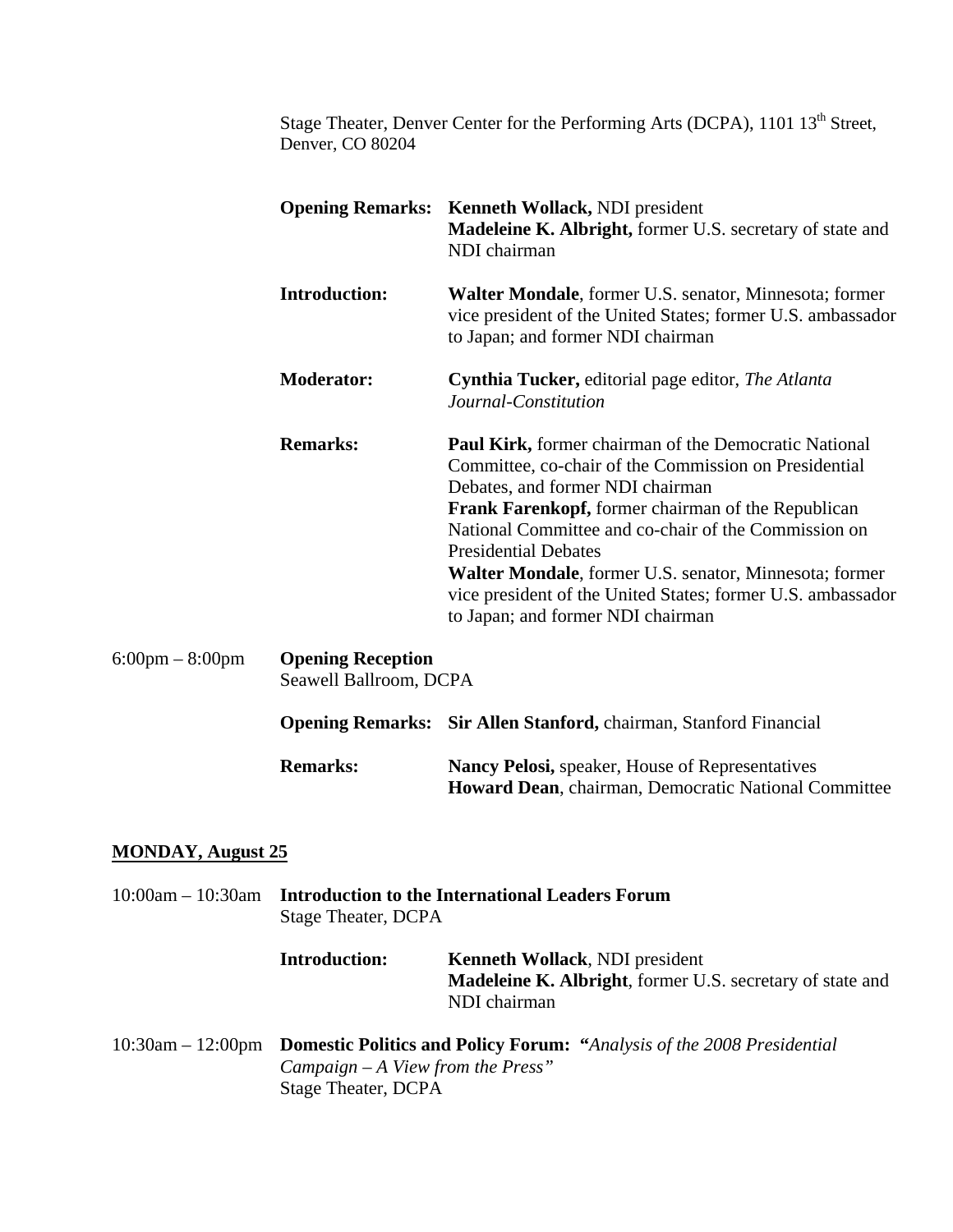Stage Theater, Denver Center for the Performing Arts (DCPA), 1101 13th Street, Denver, CO 80204

**Opening Remarks:** **Kenneth Wollack,** NDI president
**Madeleine K. Albright,** former U.S. secretary of state and NDI chairman

**Introduction:** **Walter Mondale**, former U.S. senator, Minnesota; former vice president of the United States; former U.S. ambassador to Japan; and former NDI chairman

**Moderator:** **Cynthia Tucker,** editorial page editor, *The Atlanta Journal-Constitution*

**Remarks:** **Paul Kirk,** former chairman of the Democratic National Committee, co-chair of the Commission on Presidential Debates, and former NDI chairman
**Frank Farenkopf,** former chairman of the Republican National Committee and co-chair of the Commission on Presidential Debates
**Walter Mondale**, former U.S. senator, Minnesota; former vice president of the United States; former U.S. ambassador to Japan; and former NDI chairman

6:00pm – 8:00pm **Opening Reception**
Seawell Ballroom, DCPA

**Opening Remarks:** **Sir Allen Stanford,** chairman, Stanford Financial

**Remarks:** **Nancy Pelosi,** speaker, House of Representatives
**Howard Dean**, chairman, Democratic National Committee

## MONDAY, August 25

10:00am – 10:30am **Introduction to the International Leaders Forum**
Stage Theater, DCPA

**Introduction:** **Kenneth Wollack**, NDI president
**Madeleine K. Albright**, former U.S. secretary of state and NDI chairman

10:30am – 12:00pm **Domestic Politics and Policy Forum: "***Analysis of the 2008 Presidential Campaign – A View from the Press"*
Stage Theater, DCPA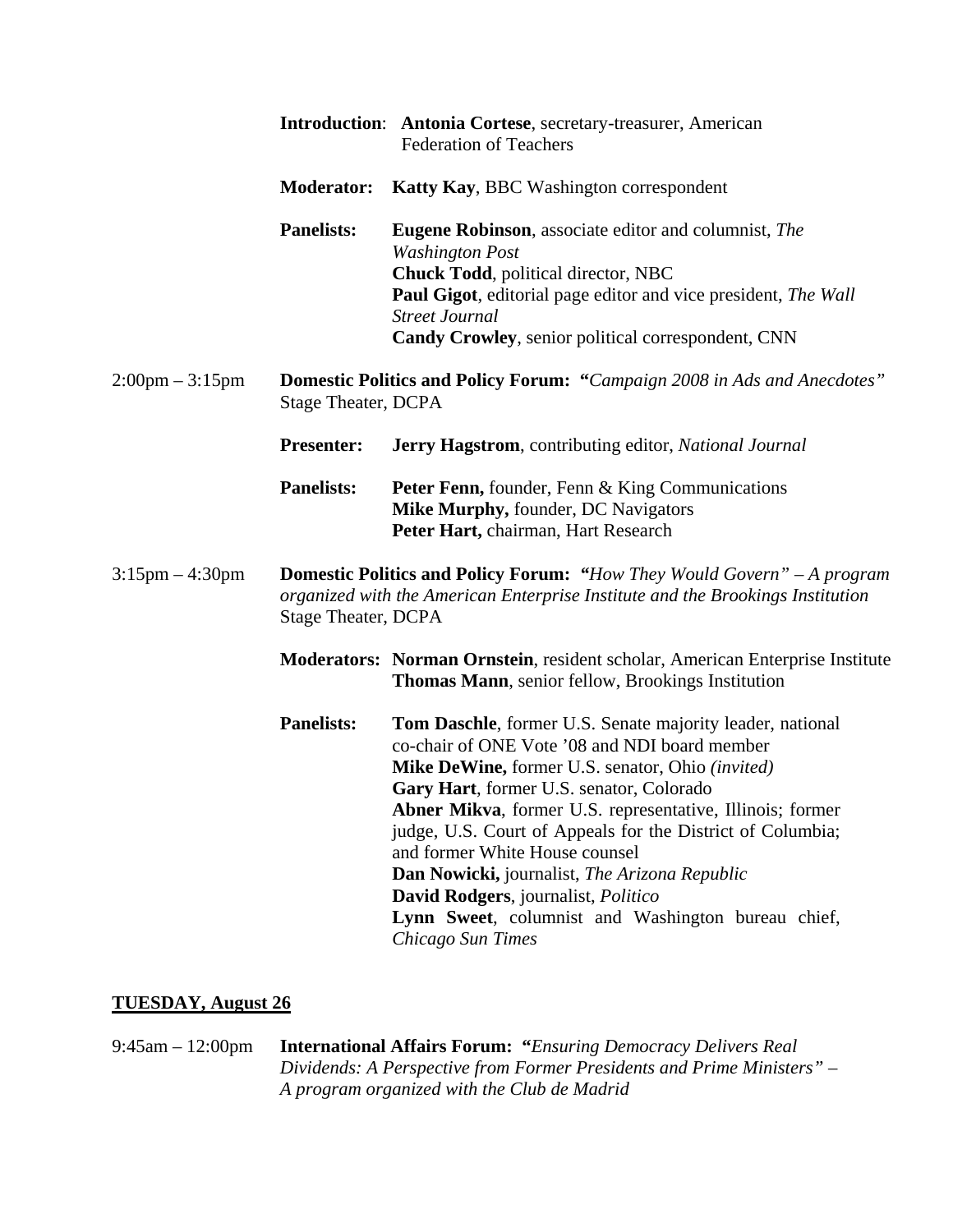**Introduction**: **Antonia Cortese**, secretary-treasurer, American Federation of Teachers

**Moderator:** **Katty Kay**, BBC Washington correspondent

**Panelists:** **Eugene Robinson**, associate editor and columnist, *The Washington Post*
**Chuck Todd**, political director, NBC
**Paul Gigot**, editorial page editor and vice president, *The Wall Street Journal*
**Candy Crowley**, senior political correspondent, CNN

2:00pm – 3:15pm **Domestic Politics and Policy Forum: "***Campaign 2008 in Ads and Anecdotes"*
Stage Theater, DCPA

**Presenter:** **Jerry Hagstrom**, contributing editor, *National Journal*

**Panelists:** **Peter Fenn,** founder, Fenn & King Communications
**Mike Murphy,** founder, DC Navigators
**Peter Hart,** chairman, Hart Research

3:15pm – 4:30pm **Domestic Politics and Policy Forum: "***How They Would Govern" – A program organized with the American Enterprise Institute and the Brookings Institution*
Stage Theater, DCPA

**Moderators:** **Norman Ornstein**, resident scholar, American Enterprise Institute
**Thomas Mann**, senior fellow, Brookings Institution

**Panelists:** **Tom Daschle**, former U.S. Senate majority leader, national co-chair of ONE Vote '08 and NDI board member
**Mike DeWine,** former U.S. senator, Ohio *(invited)*
**Gary Hart**, former U.S. senator, Colorado
**Abner Mikva**, former U.S. representative, Illinois; former judge, U.S. Court of Appeals for the District of Columbia; and former White House counsel
**Dan Nowicki,** journalist, *The Arizona Republic*
**David Rodgers**, journalist, *Politico*
**Lynn Sweet**, columnist and Washington bureau chief, *Chicago Sun Times*

## TUESDAY, August 26

9:45am – 12:00pm **International Affairs Forum: "***Ensuring Democracy Delivers Real Dividends: A Perspective from Former Presidents and Prime Ministers" – A program organized with the Club de Madrid*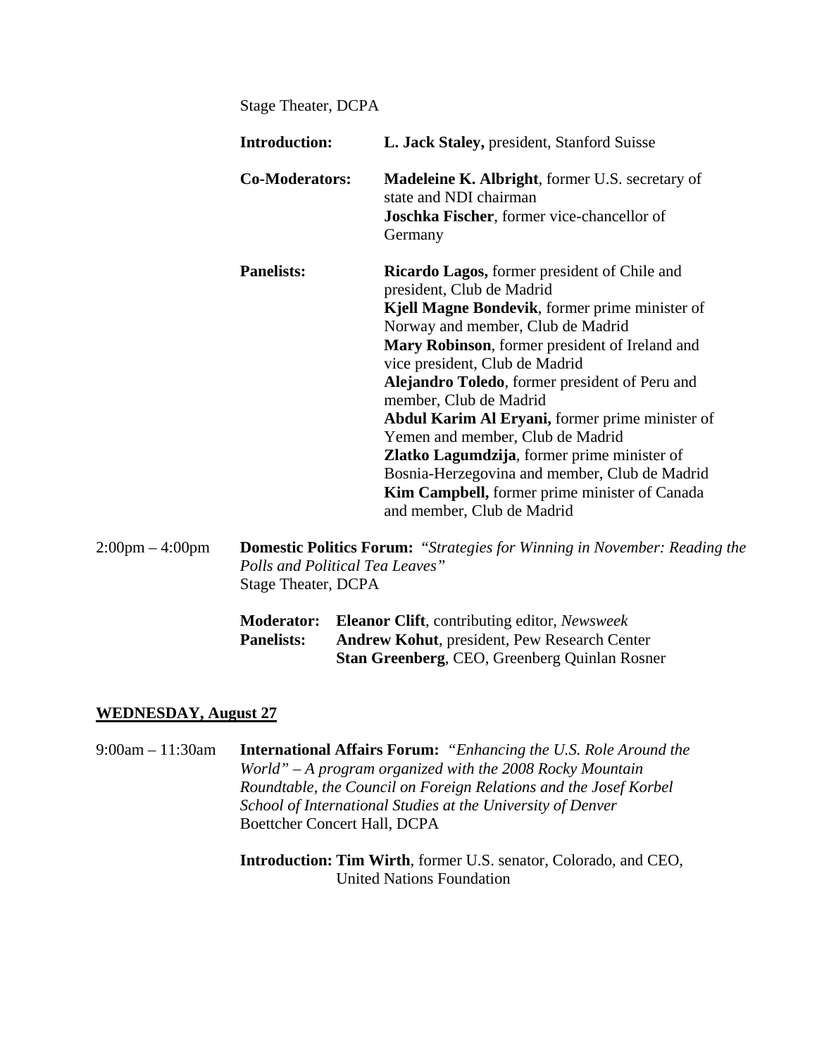Stage Theater, DCPA

**Introduction:** **L. Jack Staley,** president, Stanford Suisse

**Co-Moderators:** **Madeleine K. Albright**, former U.S. secretary of state and NDI chairman
**Joschka Fischer**, former vice-chancellor of Germany

**Panelists:** **Ricardo Lagos,** former president of Chile and president, Club de Madrid
**Kjell Magne Bondevik**, former prime minister of Norway and member, Club de Madrid
**Mary Robinson**, former president of Ireland and vice president, Club de Madrid
**Alejandro Toledo**, former president of Peru and member, Club de Madrid
**Abdul Karim Al Eryani,** former prime minister of Yemen and member, Club de Madrid
**Zlatko Lagumdzija**, former prime minister of Bosnia-Herzegovina and member, Club de Madrid
**Kim Campbell,** former prime minister of Canada and member, Club de Madrid

2:00pm – 4:00pm **Domestic Politics Forum:** *"Strategies for Winning in November: Reading the Polls and Political Tea Leaves"*
Stage Theater, DCPA

**Moderator:** **Eleanor Clift**, contributing editor, *Newsweek*
**Panelists:** **Andrew Kohut**, president, Pew Research Center
**Stan Greenberg**, CEO, Greenberg Quinlan Rosner

## WEDNESDAY, August 27

9:00am – 11:30am **International Affairs Forum:** *"Enhancing the U.S. Role Around the World" – A program organized with the 2008 Rocky Mountain Roundtable, the Council on Foreign Relations and the Josef Korbel School of International Studies at the University of Denver*
Boettcher Concert Hall, DCPA

**Introduction:** **Tim Wirth**, former U.S. senator, Colorado, and CEO, United Nations Foundation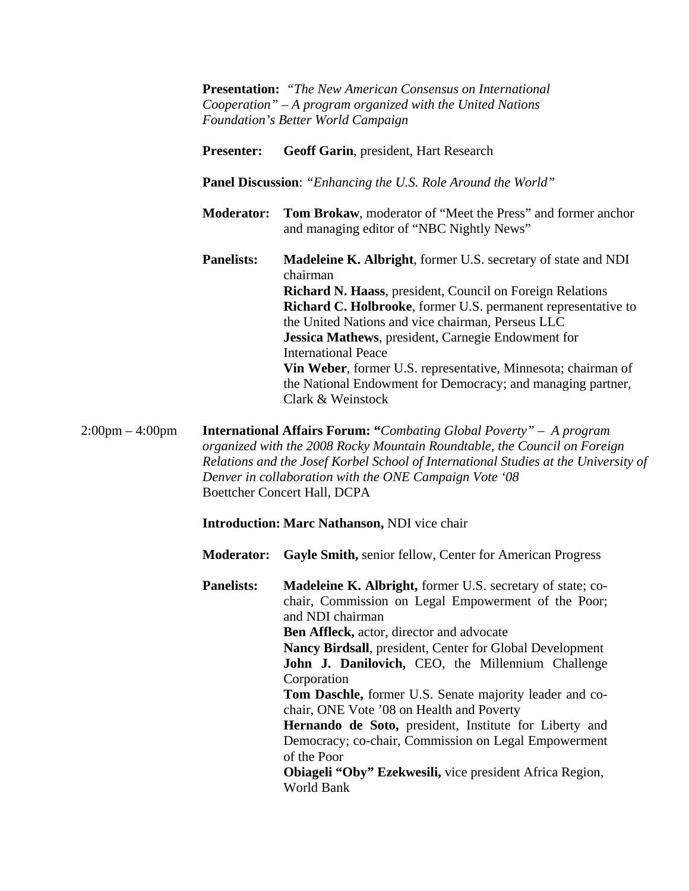**Presentation:** *"The New American Consensus on International Cooperation" – A program organized with the United Nations Foundation's Better World Campaign*

**Presenter:** **Geoff Garin**, president, Hart Research

**Panel Discussion**: *"Enhancing the U.S. Role Around the World"*

**Moderator:** **Tom Brokaw**, moderator of "Meet the Press" and former anchor and managing editor of "NBC Nightly News"

**Panelists:**
**Madeleine K. Albright**, former U.S. secretary of state and NDI chairman
**Richard N. Haass**, president, Council on Foreign Relations
**Richard C. Holbrooke**, former U.S. permanent representative to the United Nations and vice chairman, Perseus LLC
**Jessica Mathews**, president, Carnegie Endowment for International Peace
**Vin Weber**, former U.S. representative, Minnesota; chairman of the National Endowment for Democracy; and managing partner, Clark & Weinstock

2:00pm – 4:00pm **International Affairs Forum: "***Combating Global Poverty" – A program organized with the 2008 Rocky Mountain Roundtable, the Council on Foreign Relations and the Josef Korbel School of International Studies at the University of Denver in collaboration with the ONE Campaign Vote '08*
Boettcher Concert Hall, DCPA

**Introduction: Marc Nathanson,** NDI vice chair

**Moderator:** **Gayle Smith,** senior fellow, Center for American Progress

**Panelists:**
**Madeleine K. Albright,** former U.S. secretary of state; co-chair, Commission on Legal Empowerment of the Poor; and NDI chairman
**Ben Affleck,** actor, director and advocate
**Nancy Birdsall**, president, Center for Global Development
**John J. Danilovich,** CEO, the Millennium Challenge Corporation
**Tom Daschle,** former U.S. Senate majority leader and co-chair, ONE Vote '08 on Health and Poverty
**Hernando de Soto,** president, Institute for Liberty and Democracy; co-chair, Commission on Legal Empowerment of the Poor
**Obiageli "Oby" Ezekwesili,** vice president Africa Region, World Bank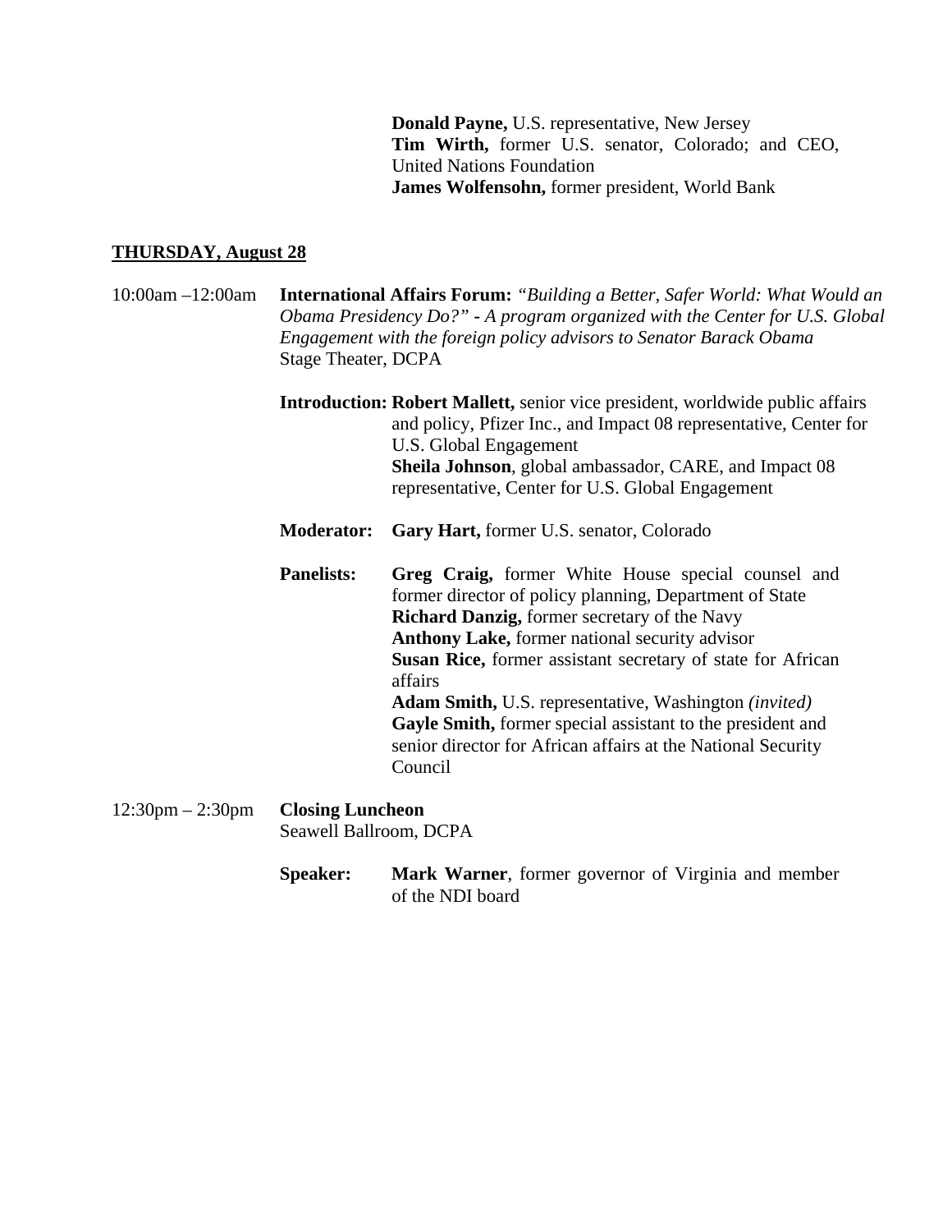**Donald Payne,** U.S. representative, New Jersey
**Tim Wirth,** former U.S. senator, Colorado; and CEO, United Nations Foundation
**James Wolfensohn,** former president, World Bank

**THURSDAY, August 28**

10:00am –12:00am **International Affairs Forum:** *"Building a Better, Safer World: What Would an Obama Presidency Do?" - A program organized with the Center for U.S. Global Engagement with the foreign policy advisors to Senator Barack Obama*
Stage Theater, DCPA

**Introduction:** **Robert Mallett,** senior vice president, worldwide public affairs and policy, Pfizer Inc., and Impact 08 representative, Center for U.S. Global Engagement
**Sheila Johnson**, global ambassador, CARE, and Impact 08 representative, Center for U.S. Global Engagement

**Moderator:** **Gary Hart,** former U.S. senator, Colorado

**Panelists:** **Greg Craig,** former White House special counsel and former director of policy planning, Department of State
**Richard Danzig,** former secretary of the Navy
**Anthony Lake,** former national security advisor
**Susan Rice,** former assistant secretary of state for African affairs
**Adam Smith,** U.S. representative, Washington *(invited)*
**Gayle Smith,** former special assistant to the president and senior director for African affairs at the National Security Council

12:30pm – 2:30pm **Closing Luncheon**
Seawell Ballroom, DCPA

**Speaker:** **Mark Warner**, former governor of Virginia and member of the NDI board